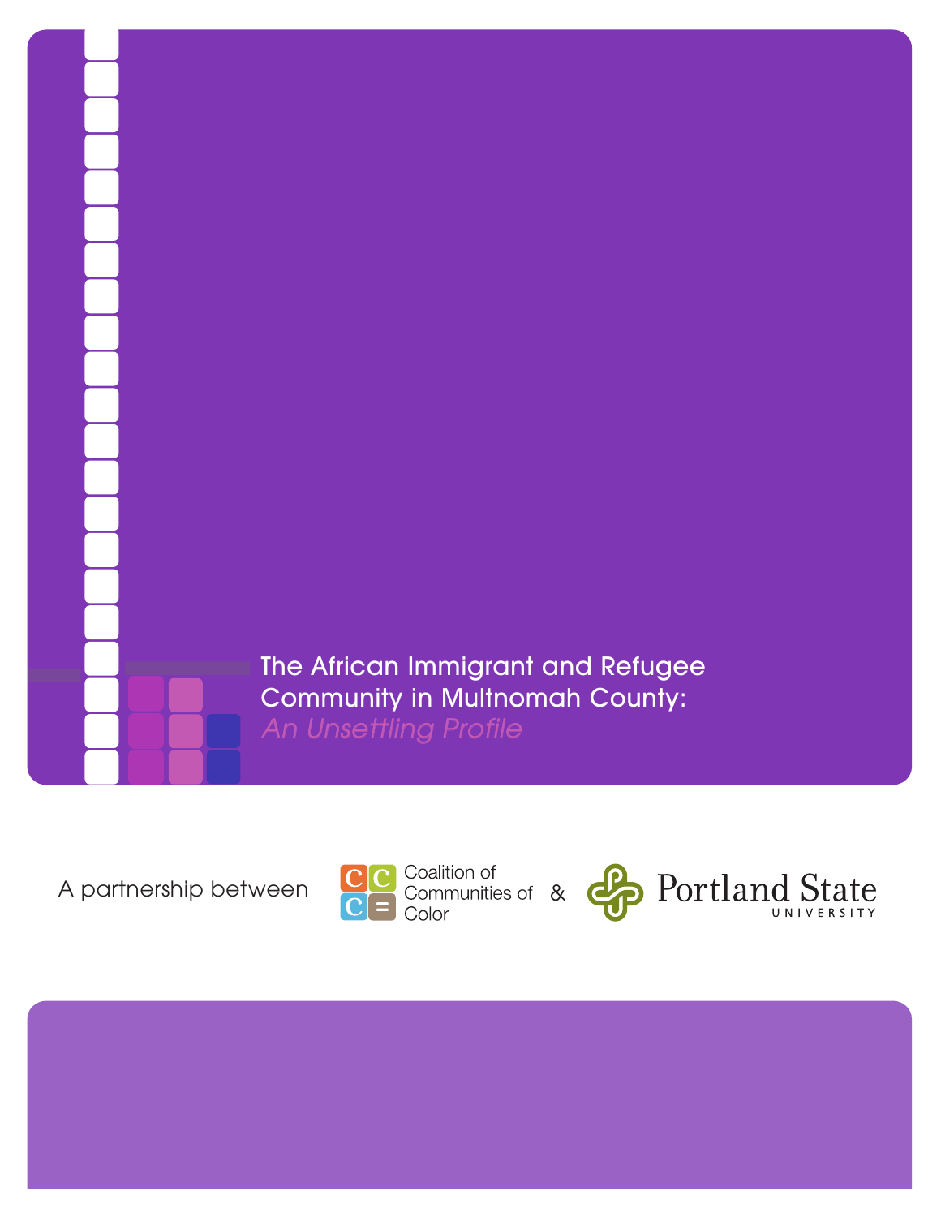# The African Immigrant and Refugee Community in Multnomah County: *An Unsettling Profile*

A partnership between Coalition of Communities of Color & Portland State University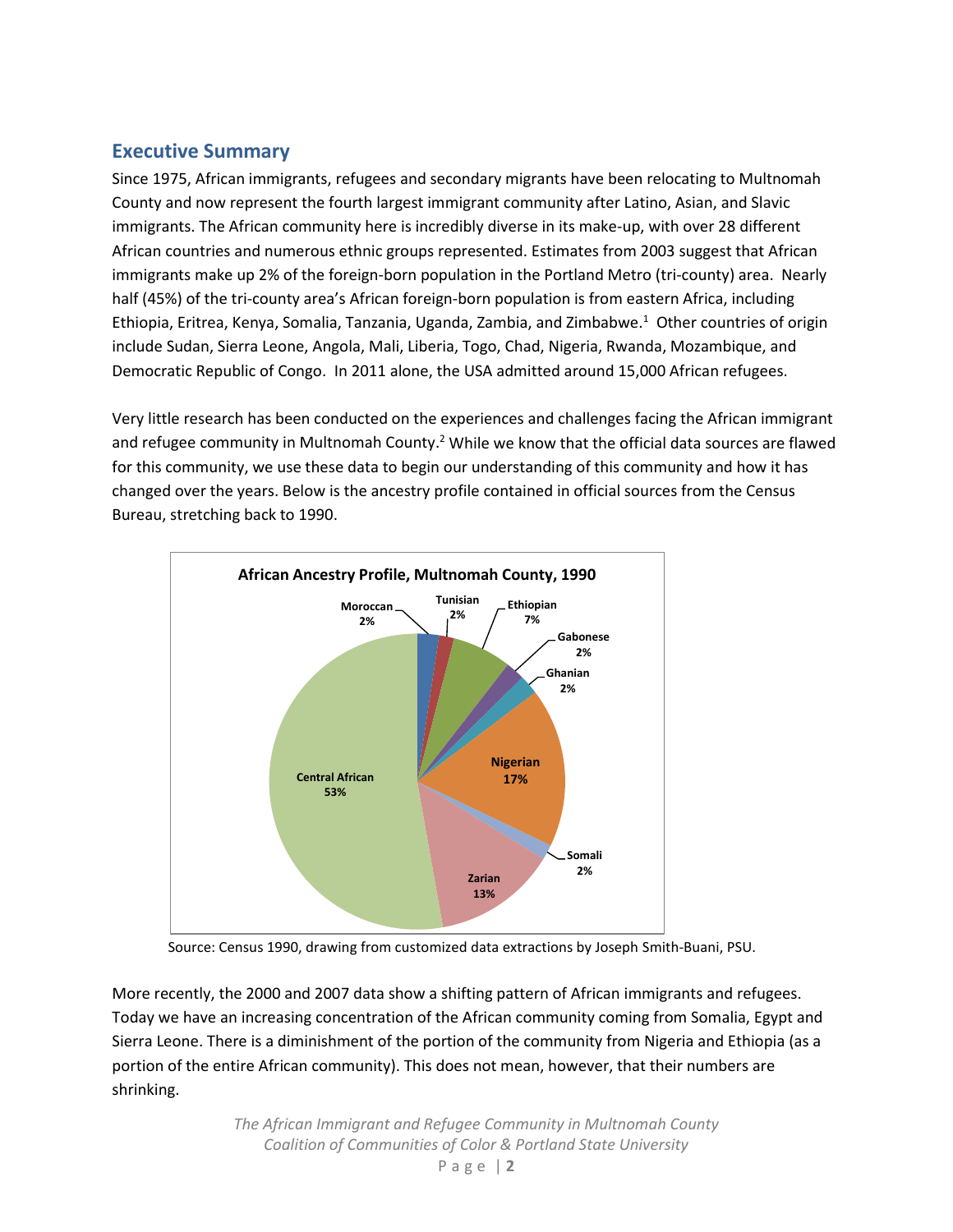## Executive Summary

Since 1975, African immigrants, refugees and secondary migrants have been relocating to Multnomah County and now represent the fourth largest immigrant community after Latino, Asian, and Slavic immigrants. The African community here is incredibly diverse in its make-up, with over 28 different African countries and numerous ethnic groups represented. Estimates from 2003 suggest that African immigrants make up 2% of the foreign-born population in the Portland Metro (tri-county) area. Nearly half (45%) of the tri-county area's African foreign-born population is from eastern Africa, including Ethiopia, Eritrea, Kenya, Somalia, Tanzania, Uganda, Zambia, and Zimbabwe.[1] Other countries of origin include Sudan, Sierra Leone, Angola, Mali, Liberia, Togo, Chad, Nigeria, Rwanda, Mozambique, and Democratic Republic of Congo. In 2011 alone, the USA admitted around 15,000 African refugees.

Very little research has been conducted on the experiences and challenges facing the African immigrant and refugee community in Multnomah County.[2] While we know that the official data sources are flawed for this community, we use these data to begin our understanding of this community and how it has changed over the years. Below is the ancestry profile contained in official sources from the Census Bureau, stretching back to 1990.

**African Ancestry Profile, Multnomah County, 1990**

| Ancestry | Percent |
|---|---|
| Moroccan | 2% |
| Tunisian | 2% |
| Ethiopian | 7% |
| Gabonese | 2% |
| Ghanian | 2% |
| Nigerian | 17% |
| Somali | 2% |
| Zarian | 13% |
| Central African | 53% |

Source: Census 1990, drawing from customized data extractions by Joseph Smith-Buani, PSU.

More recently, the 2000 and 2007 data show a shifting pattern of African immigrants and refugees. Today we have an increasing concentration of the African community coming from Somalia, Egypt and Sierra Leone. There is a diminishment of the portion of the community from Nigeria and Ethiopia (as a portion of the entire African community). This does not mean, however, that their numbers are shrinking.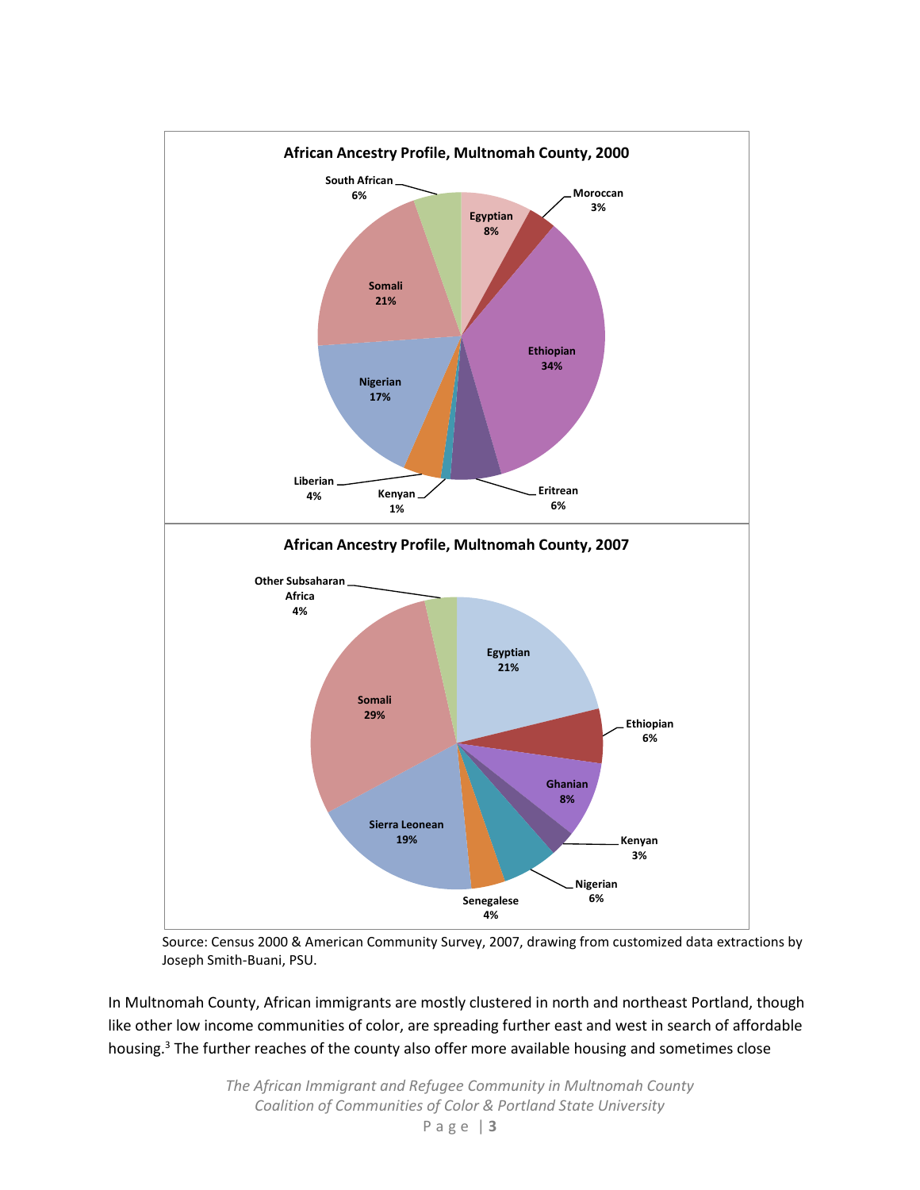**African Ancestry Profile, Multnomah County, 2000**

| Ancestry | Percent |
|---|---|
| Egyptian | 8% |
| Moroccan | 3% |
| Ethiopian | 34% |
| Eritrean | 6% |
| Kenyan | 1% |
| Liberian | 4% |
| Nigerian | 17% |
| Somali | 21% |
| South African | 6% |

**African Ancestry Profile, Multnomah County, 2007**

| Ancestry | Percent |
|---|---|
| Egyptian | 21% |
| Ethiopian | 6% |
| Ghanian | 8% |
| Kenyan | 3% |
| Nigerian | 6% |
| Senegalese | 4% |
| Sierra Leonean | 19% |
| Somali | 29% |
| Other Subsaharan Africa | 4% |

Source: Census 2000 & American Community Survey, 2007, drawing from customized data extractions by Joseph Smith-Buani, PSU.

In Multnomah County, African immigrants are mostly clustered in north and northeast Portland, though like other low income communities of color, are spreading further east and west in search of affordable housing.[3] The further reaches of the county also offer more available housing and sometimes close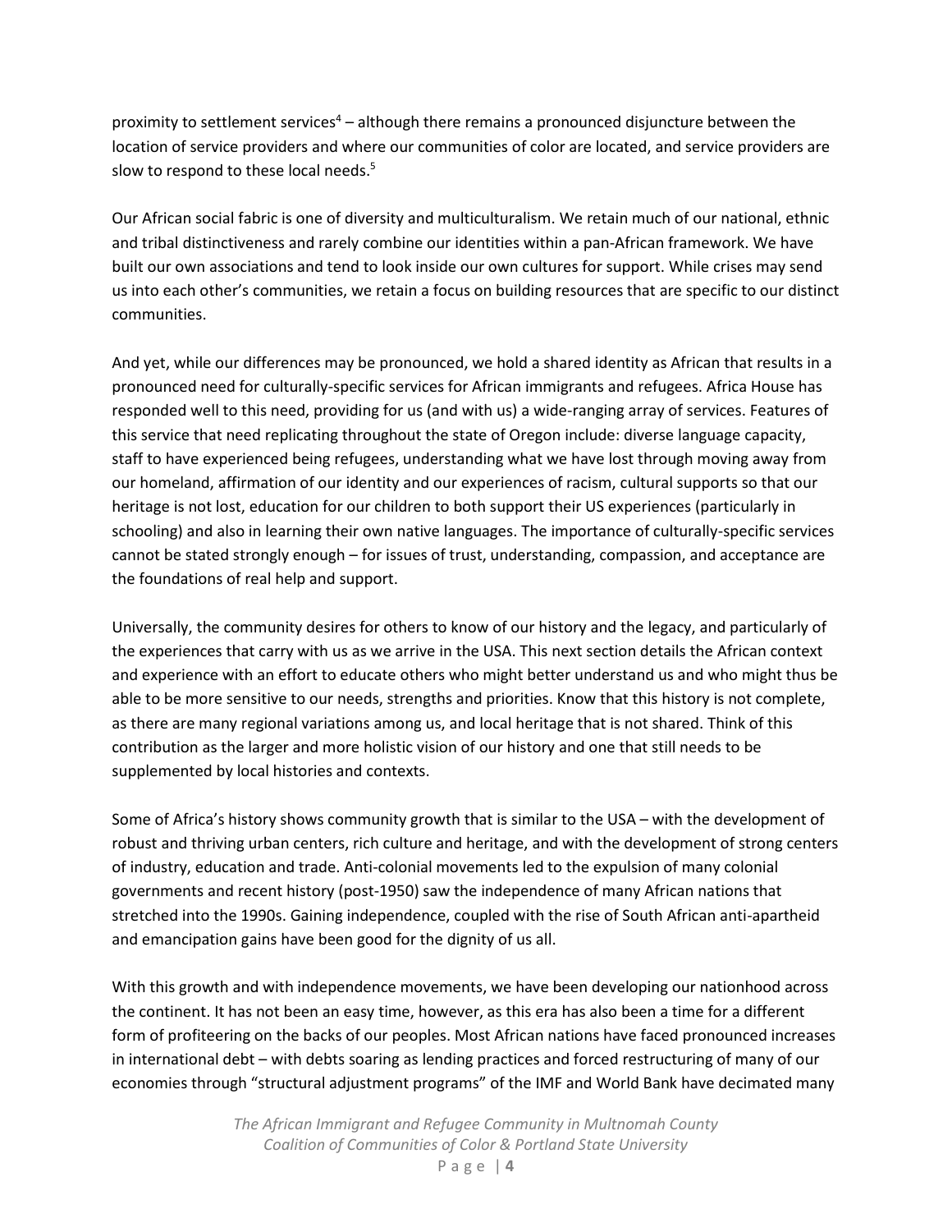proximity to settlement services[4] – although there remains a pronounced disjuncture between the location of service providers and where our communities of color are located, and service providers are slow to respond to these local needs.[5]

Our African social fabric is one of diversity and multiculturalism. We retain much of our national, ethnic and tribal distinctiveness and rarely combine our identities within a pan-African framework. We have built our own associations and tend to look inside our own cultures for support. While crises may send us into each other's communities, we retain a focus on building resources that are specific to our distinct communities.

And yet, while our differences may be pronounced, we hold a shared identity as African that results in a pronounced need for culturally-specific services for African immigrants and refugees. Africa House has responded well to this need, providing for us (and with us) a wide-ranging array of services. Features of this service that need replicating throughout the state of Oregon include: diverse language capacity, staff to have experienced being refugees, understanding what we have lost through moving away from our homeland, affirmation of our identity and our experiences of racism, cultural supports so that our heritage is not lost, education for our children to both support their US experiences (particularly in schooling) and also in learning their own native languages. The importance of culturally-specific services cannot be stated strongly enough – for issues of trust, understanding, compassion, and acceptance are the foundations of real help and support.

Universally, the community desires for others to know of our history and the legacy, and particularly of the experiences that carry with us as we arrive in the USA. This next section details the African context and experience with an effort to educate others who might better understand us and who might thus be able to be more sensitive to our needs, strengths and priorities. Know that this history is not complete, as there are many regional variations among us, and local heritage that is not shared. Think of this contribution as the larger and more holistic vision of our history and one that still needs to be supplemented by local histories and contexts.

Some of Africa's history shows community growth that is similar to the USA – with the development of robust and thriving urban centers, rich culture and heritage, and with the development of strong centers of industry, education and trade. Anti-colonial movements led to the expulsion of many colonial governments and recent history (post-1950) saw the independence of many African nations that stretched into the 1990s. Gaining independence, coupled with the rise of South African anti-apartheid and emancipation gains have been good for the dignity of us all.

With this growth and with independence movements, we have been developing our nationhood across the continent. It has not been an easy time, however, as this era has also been a time for a different form of profiteering on the backs of our peoples. Most African nations have faced pronounced increases in international debt – with debts soaring as lending practices and forced restructuring of many of our economies through "structural adjustment programs" of the IMF and World Bank have decimated many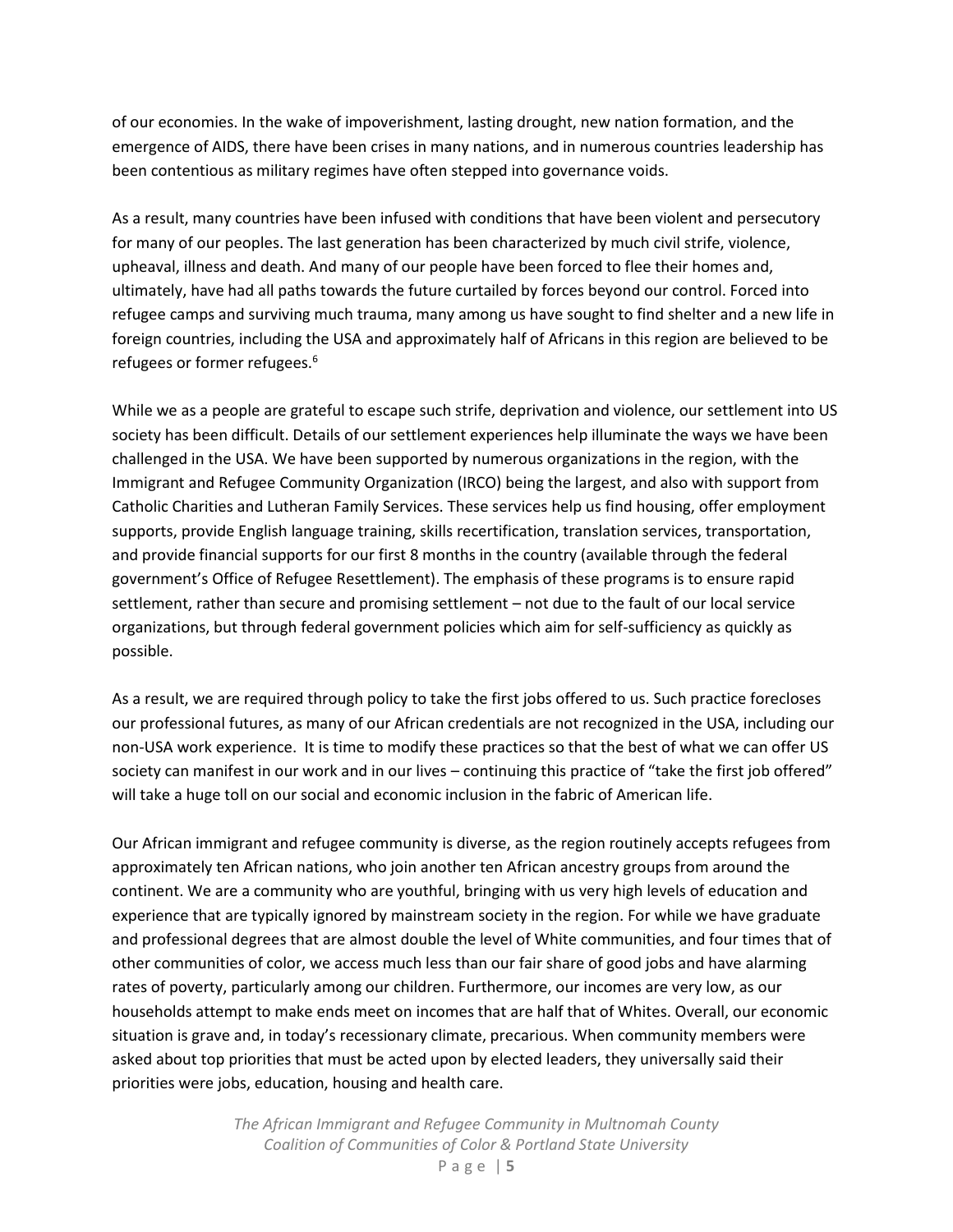of our economies. In the wake of impoverishment, lasting drought, new nation formation, and the emergence of AIDS, there have been crises in many nations, and in numerous countries leadership has been contentious as military regimes have often stepped into governance voids.

As a result, many countries have been infused with conditions that have been violent and persecutory for many of our peoples. The last generation has been characterized by much civil strife, violence, upheaval, illness and death. And many of our people have been forced to flee their homes and, ultimately, have had all paths towards the future curtailed by forces beyond our control. Forced into refugee camps and surviving much trauma, many among us have sought to find shelter and a new life in foreign countries, including the USA and approximately half of Africans in this region are believed to be refugees or former refugees.[6]

While we as a people are grateful to escape such strife, deprivation and violence, our settlement into US society has been difficult. Details of our settlement experiences help illuminate the ways we have been challenged in the USA. We have been supported by numerous organizations in the region, with the Immigrant and Refugee Community Organization (IRCO) being the largest, and also with support from Catholic Charities and Lutheran Family Services. These services help us find housing, offer employment supports, provide English language training, skills recertification, translation services, transportation, and provide financial supports for our first 8 months in the country (available through the federal government's Office of Refugee Resettlement). The emphasis of these programs is to ensure rapid settlement, rather than secure and promising settlement – not due to the fault of our local service organizations, but through federal government policies which aim for self-sufficiency as quickly as possible.

As a result, we are required through policy to take the first jobs offered to us. Such practice forecloses our professional futures, as many of our African credentials are not recognized in the USA, including our non-USA work experience. It is time to modify these practices so that the best of what we can offer US society can manifest in our work and in our lives – continuing this practice of "take the first job offered" will take a huge toll on our social and economic inclusion in the fabric of American life.

Our African immigrant and refugee community is diverse, as the region routinely accepts refugees from approximately ten African nations, who join another ten African ancestry groups from around the continent. We are a community who are youthful, bringing with us very high levels of education and experience that are typically ignored by mainstream society in the region. For while we have graduate and professional degrees that are almost double the level of White communities, and four times that of other communities of color, we access much less than our fair share of good jobs and have alarming rates of poverty, particularly among our children. Furthermore, our incomes are very low, as our households attempt to make ends meet on incomes that are half that of Whites. Overall, our economic situation is grave and, in today's recessionary climate, precarious. When community members were asked about top priorities that must be acted upon by elected leaders, they universally said their priorities were jobs, education, housing and health care.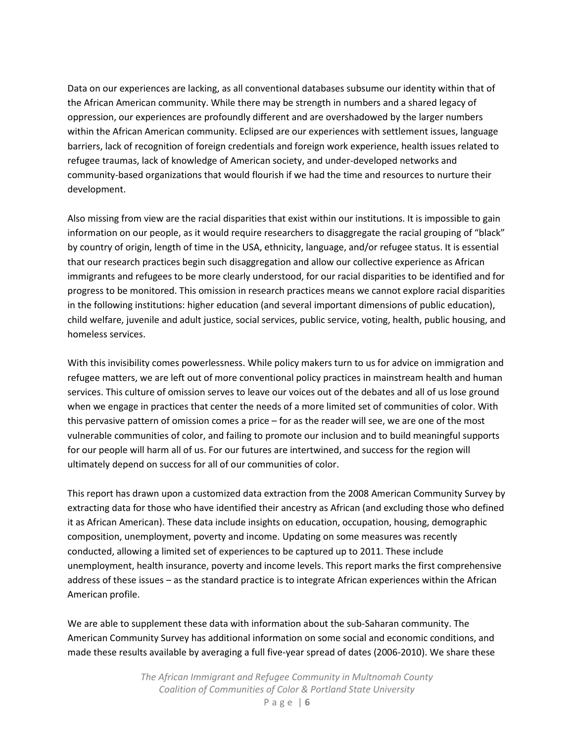Data on our experiences are lacking, as all conventional databases subsume our identity within that of the African American community. While there may be strength in numbers and a shared legacy of oppression, our experiences are profoundly different and are overshadowed by the larger numbers within the African American community. Eclipsed are our experiences with settlement issues, language barriers, lack of recognition of foreign credentials and foreign work experience, health issues related to refugee traumas, lack of knowledge of American society, and under-developed networks and community-based organizations that would flourish if we had the time and resources to nurture their development.

Also missing from view are the racial disparities that exist within our institutions. It is impossible to gain information on our people, as it would require researchers to disaggregate the racial grouping of "black" by country of origin, length of time in the USA, ethnicity, language, and/or refugee status. It is essential that our research practices begin such disaggregation and allow our collective experience as African immigrants and refugees to be more clearly understood, for our racial disparities to be identified and for progress to be monitored. This omission in research practices means we cannot explore racial disparities in the following institutions: higher education (and several important dimensions of public education), child welfare, juvenile and adult justice, social services, public service, voting, health, public housing, and homeless services.

With this invisibility comes powerlessness. While policy makers turn to us for advice on immigration and refugee matters, we are left out of more conventional policy practices in mainstream health and human services. This culture of omission serves to leave our voices out of the debates and all of us lose ground when we engage in practices that center the needs of a more limited set of communities of color. With this pervasive pattern of omission comes a price – for as the reader will see, we are one of the most vulnerable communities of color, and failing to promote our inclusion and to build meaningful supports for our people will harm all of us. For our futures are intertwined, and success for the region will ultimately depend on success for all of our communities of color.

This report has drawn upon a customized data extraction from the 2008 American Community Survey by extracting data for those who have identified their ancestry as African (and excluding those who defined it as African American). These data include insights on education, occupation, housing, demographic composition, unemployment, poverty and income. Updating on some measures was recently conducted, allowing a limited set of experiences to be captured up to 2011. These include unemployment, health insurance, poverty and income levels. This report marks the first comprehensive address of these issues – as the standard practice is to integrate African experiences within the African American profile.

We are able to supplement these data with information about the sub-Saharan community. The American Community Survey has additional information on some social and economic conditions, and made these results available by averaging a full five-year spread of dates (2006-2010). We share these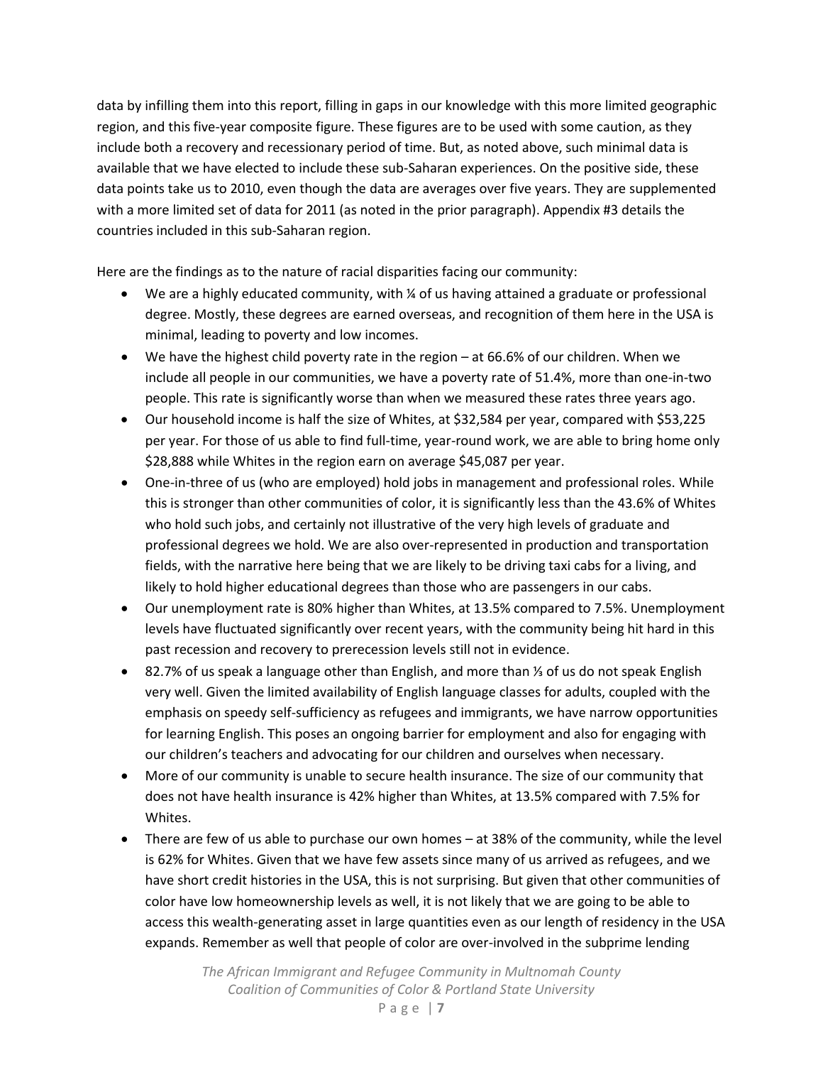data by infilling them into this report, filling in gaps in our knowledge with this more limited geographic region, and this five-year composite figure. These figures are to be used with some caution, as they include both a recovery and recessionary period of time. But, as noted above, such minimal data is available that we have elected to include these sub-Saharan experiences. On the positive side, these data points take us to 2010, even though the data are averages over five years. They are supplemented with a more limited set of data for 2011 (as noted in the prior paragraph). Appendix #3 details the countries included in this sub-Saharan region.

Here are the findings as to the nature of racial disparities facing our community:

- We are a highly educated community, with ¼ of us having attained a graduate or professional degree. Mostly, these degrees are earned overseas, and recognition of them here in the USA is minimal, leading to poverty and low incomes.
- We have the highest child poverty rate in the region – at 66.6% of our children. When we include all people in our communities, we have a poverty rate of 51.4%, more than one-in-two people. This rate is significantly worse than when we measured these rates three years ago.
- Our household income is half the size of Whites, at $32,584 per year, compared with $53,225 per year. For those of us able to find full-time, year-round work, we are able to bring home only $28,888 while Whites in the region earn on average $45,087 per year.
- One-in-three of us (who are employed) hold jobs in management and professional roles. While this is stronger than other communities of color, it is significantly less than the 43.6% of Whites who hold such jobs, and certainly not illustrative of the very high levels of graduate and professional degrees we hold. We are also over-represented in production and transportation fields, with the narrative here being that we are likely to be driving taxi cabs for a living, and likely to hold higher educational degrees than those who are passengers in our cabs.
- Our unemployment rate is 80% higher than Whites, at 13.5% compared to 7.5%. Unemployment levels have fluctuated significantly over recent years, with the community being hit hard in this past recession and recovery to prerecession levels still not in evidence.
- 82.7% of us speak a language other than English, and more than ⅓ of us do not speak English very well. Given the limited availability of English language classes for adults, coupled with the emphasis on speedy self-sufficiency as refugees and immigrants, we have narrow opportunities for learning English. This poses an ongoing barrier for employment and also for engaging with our children's teachers and advocating for our children and ourselves when necessary.
- More of our community is unable to secure health insurance. The size of our community that does not have health insurance is 42% higher than Whites, at 13.5% compared with 7.5% for Whites.
- There are few of us able to purchase our own homes – at 38% of the community, while the level is 62% for Whites. Given that we have few assets since many of us arrived as refugees, and we have short credit histories in the USA, this is not surprising. But given that other communities of color have low homeownership levels as well, it is not likely that we are going to be able to access this wealth-generating asset in large quantities even as our length of residency in the USA expands. Remember as well that people of color are over-involved in the subprime lending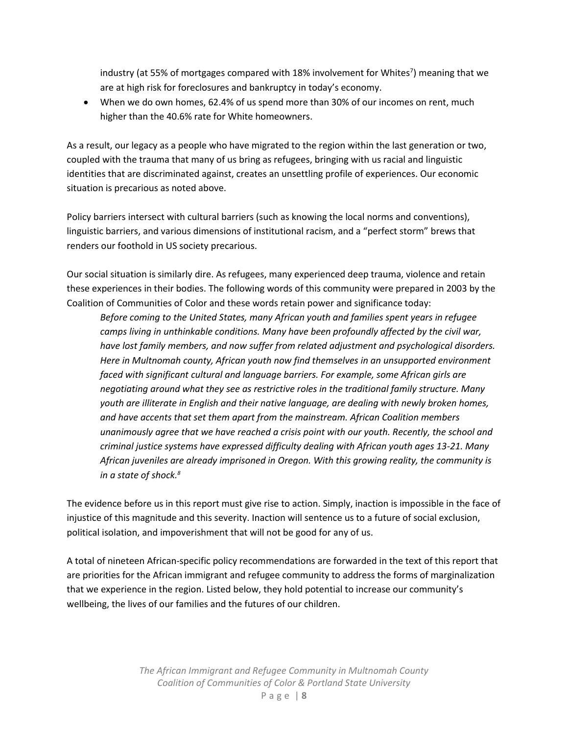industry (at 55% of mortgages compared with 18% involvement for Whites[7]) meaning that we are at high risk for foreclosures and bankruptcy in today's economy.

- When we do own homes, 62.4% of us spend more than 30% of our incomes on rent, much higher than the 40.6% rate for White homeowners.

As a result, our legacy as a people who have migrated to the region within the last generation or two, coupled with the trauma that many of us bring as refugees, bringing with us racial and linguistic identities that are discriminated against, creates an unsettling profile of experiences. Our economic situation is precarious as noted above.

Policy barriers intersect with cultural barriers (such as knowing the local norms and conventions), linguistic barriers, and various dimensions of institutional racism, and a "perfect storm" brews that renders our foothold in US society precarious.

Our social situation is similarly dire. As refugees, many experienced deep trauma, violence and retain these experiences in their bodies. The following words of this community were prepared in 2003 by the Coalition of Communities of Color and these words retain power and significance today:

> *Before coming to the United States, many African youth and families spent years in refugee camps living in unthinkable conditions. Many have been profoundly affected by the civil war, have lost family members, and now suffer from related adjustment and psychological disorders. Here in Multnomah county, African youth now find themselves in an unsupported environment faced with significant cultural and language barriers. For example, some African girls are negotiating around what they see as restrictive roles in the traditional family structure. Many youth are illiterate in English and their native language, are dealing with newly broken homes, and have accents that set them apart from the mainstream. African Coalition members unanimously agree that we have reached a crisis point with our youth. Recently, the school and criminal justice systems have expressed difficulty dealing with African youth ages 13-21. Many African juveniles are already imprisoned in Oregon. With this growing reality, the community is in a state of shock.*[8]

The evidence before us in this report must give rise to action. Simply, inaction is impossible in the face of injustice of this magnitude and this severity. Inaction will sentence us to a future of social exclusion, political isolation, and impoverishment that will not be good for any of us.

A total of nineteen African-specific policy recommendations are forwarded in the text of this report that are priorities for the African immigrant and refugee community to address the forms of marginalization that we experience in the region. Listed below, they hold potential to increase our community's wellbeing, the lives of our families and the futures of our children.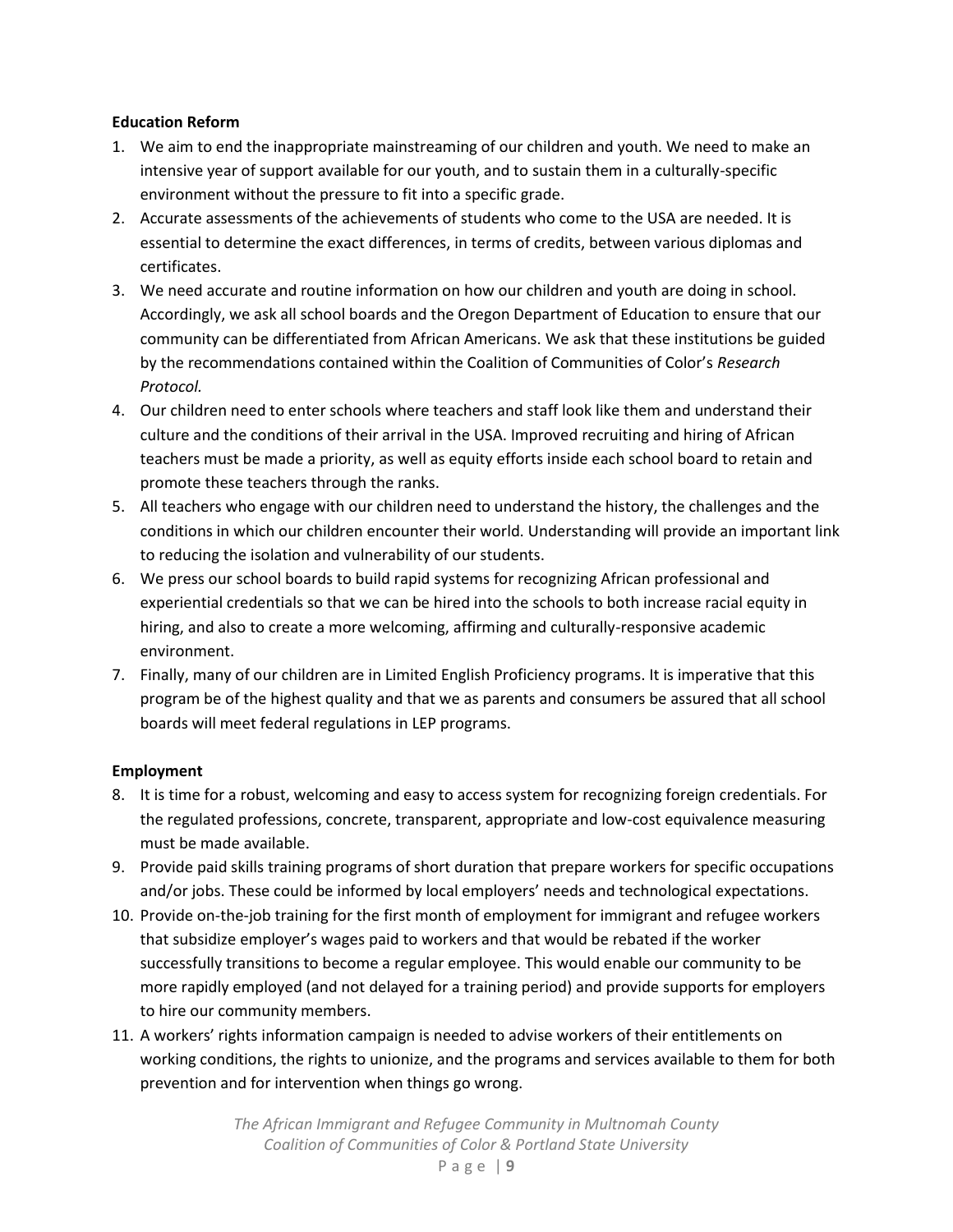**Education Reform**

1. We aim to end the inappropriate mainstreaming of our children and youth. We need to make an intensive year of support available for our youth, and to sustain them in a culturally-specific environment without the pressure to fit into a specific grade.
2. Accurate assessments of the achievements of students who come to the USA are needed. It is essential to determine the exact differences, in terms of credits, between various diplomas and certificates.
3. We need accurate and routine information on how our children and youth are doing in school. Accordingly, we ask all school boards and the Oregon Department of Education to ensure that our community can be differentiated from African Americans. We ask that these institutions be guided by the recommendations contained within the Coalition of Communities of Color's *Research Protocol.*
4. Our children need to enter schools where teachers and staff look like them and understand their culture and the conditions of their arrival in the USA. Improved recruiting and hiring of African teachers must be made a priority, as well as equity efforts inside each school board to retain and promote these teachers through the ranks.
5. All teachers who engage with our children need to understand the history, the challenges and the conditions in which our children encounter their world. Understanding will provide an important link to reducing the isolation and vulnerability of our students.
6. We press our school boards to build rapid systems for recognizing African professional and experiential credentials so that we can be hired into the schools to both increase racial equity in hiring, and also to create a more welcoming, affirming and culturally-responsive academic environment.
7. Finally, many of our children are in Limited English Proficiency programs. It is imperative that this program be of the highest quality and that we as parents and consumers be assured that all school boards will meet federal regulations in LEP programs.

**Employment**

8. It is time for a robust, welcoming and easy to access system for recognizing foreign credentials. For the regulated professions, concrete, transparent, appropriate and low-cost equivalence measuring must be made available.
9. Provide paid skills training programs of short duration that prepare workers for specific occupations and/or jobs. These could be informed by local employers' needs and technological expectations.
10. Provide on-the-job training for the first month of employment for immigrant and refugee workers that subsidize employer's wages paid to workers and that would be rebated if the worker successfully transitions to become a regular employee. This would enable our community to be more rapidly employed (and not delayed for a training period) and provide supports for employers to hire our community members.
11. A workers' rights information campaign is needed to advise workers of their entitlements on working conditions, the rights to unionize, and the programs and services available to them for both prevention and for intervention when things go wrong.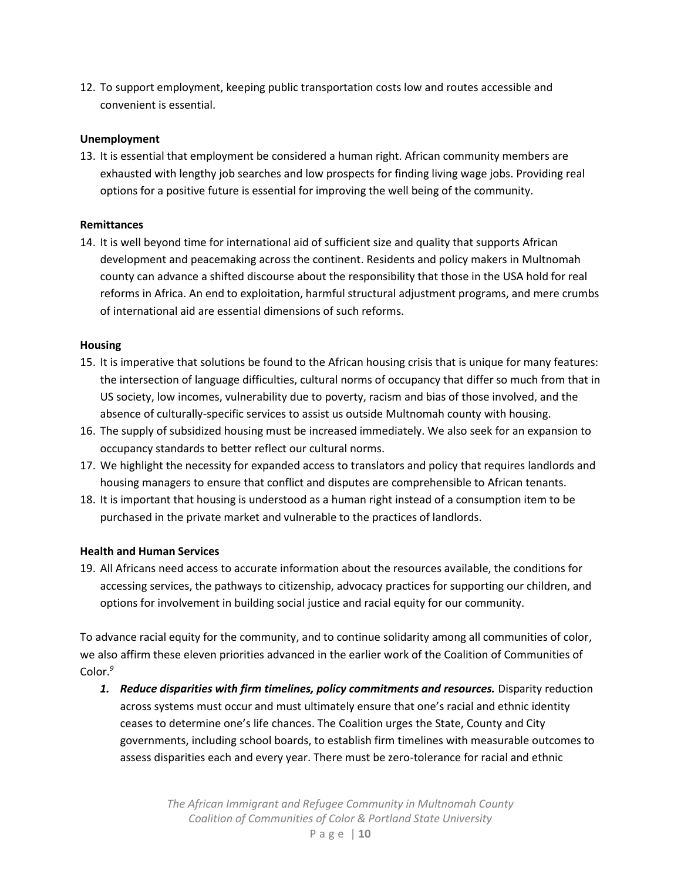12. To support employment, keeping public transportation costs low and routes accessible and convenient is essential.

**Unemployment**

13. It is essential that employment be considered a human right. African community members are exhausted with lengthy job searches and low prospects for finding living wage jobs. Providing real options for a positive future is essential for improving the well being of the community.

**Remittances**

14. It is well beyond time for international aid of sufficient size and quality that supports African development and peacemaking across the continent. Residents and policy makers in Multnomah county can advance a shifted discourse about the responsibility that those in the USA hold for real reforms in Africa. An end to exploitation, harmful structural adjustment programs, and mere crumbs of international aid are essential dimensions of such reforms.

**Housing**

15. It is imperative that solutions be found to the African housing crisis that is unique for many features: the intersection of language difficulties, cultural norms of occupancy that differ so much from that in US society, low incomes, vulnerability due to poverty, racism and bias of those involved, and the absence of culturally-specific services to assist us outside Multnomah county with housing.
16. The supply of subsidized housing must be increased immediately. We also seek for an expansion to occupancy standards to better reflect our cultural norms.
17. We highlight the necessity for expanded access to translators and policy that requires landlords and housing managers to ensure that conflict and disputes are comprehensible to African tenants.
18. It is important that housing is understood as a human right instead of a consumption item to be purchased in the private market and vulnerable to the practices of landlords.

**Health and Human Services**

19. All Africans need access to accurate information about the resources available, the conditions for accessing services, the pathways to citizenship, advocacy practices for supporting our children, and options for involvement in building social justice and racial equity for our community.

To advance racial equity for the community, and to continue solidarity among all communities of color, we also affirm these eleven priorities advanced in the earlier work of the Coalition of Communities of Color.[9]

1. ***Reduce disparities with firm timelines, policy commitments and resources.*** Disparity reduction across systems must occur and must ultimately ensure that one's racial and ethnic identity ceases to determine one's life chances. The Coalition urges the State, County and City governments, including school boards, to establish firm timelines with measurable outcomes to assess disparities each and every year. There must be zero-tolerance for racial and ethnic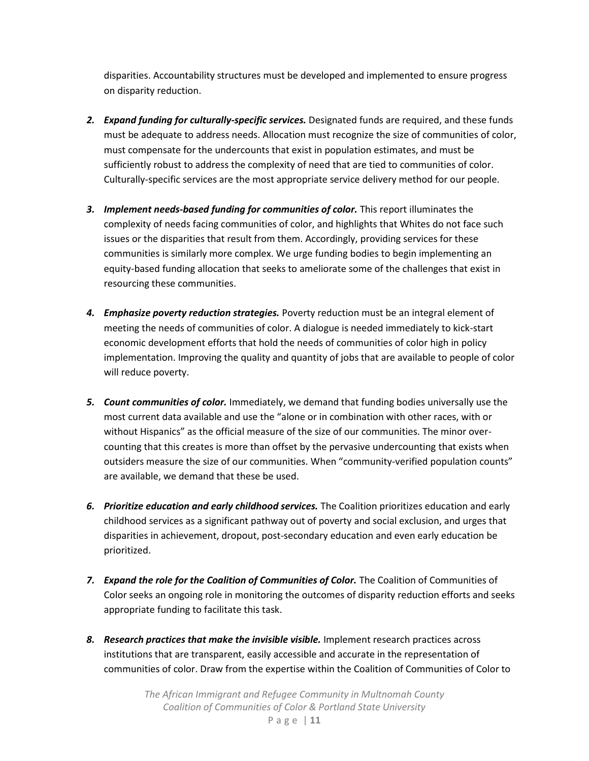disparities. Accountability structures must be developed and implemented to ensure progress on disparity reduction.

2. ***Expand funding for culturally-specific services.*** Designated funds are required, and these funds must be adequate to address needs. Allocation must recognize the size of communities of color, must compensate for the undercounts that exist in population estimates, and must be sufficiently robust to address the complexity of need that are tied to communities of color. Culturally-specific services are the most appropriate service delivery method for our people.

3. ***Implement needs-based funding for communities of color.*** This report illuminates the complexity of needs facing communities of color, and highlights that Whites do not face such issues or the disparities that result from them. Accordingly, providing services for these communities is similarly more complex. We urge funding bodies to begin implementing an equity-based funding allocation that seeks to ameliorate some of the challenges that exist in resourcing these communities.

4. ***Emphasize poverty reduction strategies.*** Poverty reduction must be an integral element of meeting the needs of communities of color. A dialogue is needed immediately to kick-start economic development efforts that hold the needs of communities of color high in policy implementation. Improving the quality and quantity of jobs that are available to people of color will reduce poverty.

5. ***Count communities of color.*** Immediately, we demand that funding bodies universally use the most current data available and use the "alone or in combination with other races, with or without Hispanics" as the official measure of the size of our communities. The minor over-counting that this creates is more than offset by the pervasive undercounting that exists when outsiders measure the size of our communities. When "community-verified population counts" are available, we demand that these be used.

6. ***Prioritize education and early childhood services.*** The Coalition prioritizes education and early childhood services as a significant pathway out of poverty and social exclusion, and urges that disparities in achievement, dropout, post-secondary education and even early education be prioritized.

7. ***Expand the role for the Coalition of Communities of Color.*** The Coalition of Communities of Color seeks an ongoing role in monitoring the outcomes of disparity reduction efforts and seeks appropriate funding to facilitate this task.

8. ***Research practices that make the invisible visible.*** Implement research practices across institutions that are transparent, easily accessible and accurate in the representation of communities of color. Draw from the expertise within the Coalition of Communities of Color to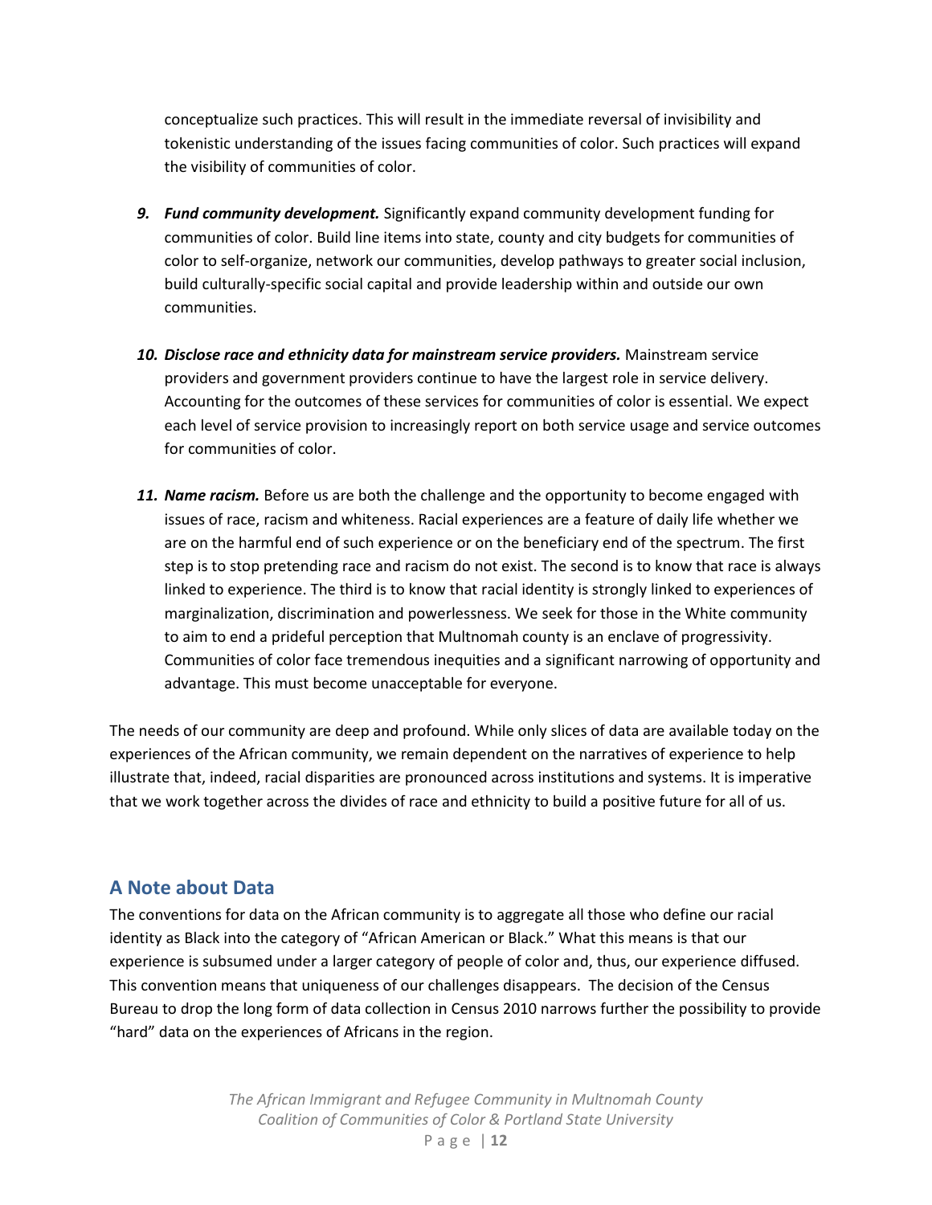conceptualize such practices. This will result in the immediate reversal of invisibility and tokenistic understanding of the issues facing communities of color. Such practices will expand the visibility of communities of color.

9. ***Fund community development.*** Significantly expand community development funding for communities of color. Build line items into state, county and city budgets for communities of color to self-organize, network our communities, develop pathways to greater social inclusion, build culturally-specific social capital and provide leadership within and outside our own communities.

10. ***Disclose race and ethnicity data for mainstream service providers.*** Mainstream service providers and government providers continue to have the largest role in service delivery. Accounting for the outcomes of these services for communities of color is essential. We expect each level of service provision to increasingly report on both service usage and service outcomes for communities of color.

11. ***Name racism.*** Before us are both the challenge and the opportunity to become engaged with issues of race, racism and whiteness. Racial experiences are a feature of daily life whether we are on the harmful end of such experience or on the beneficiary end of the spectrum. The first step is to stop pretending race and racism do not exist. The second is to know that race is always linked to experience. The third is to know that racial identity is strongly linked to experiences of marginalization, discrimination and powerlessness. We seek for those in the White community to aim to end a prideful perception that Multnomah county is an enclave of progressivity. Communities of color face tremendous inequities and a significant narrowing of opportunity and advantage. This must become unacceptable for everyone.

The needs of our community are deep and profound. While only slices of data are available today on the experiences of the African community, we remain dependent on the narratives of experience to help illustrate that, indeed, racial disparities are pronounced across institutions and systems. It is imperative that we work together across the divides of race and ethnicity to build a positive future for all of us.

## A Note about Data

The conventions for data on the African community is to aggregate all those who define our racial identity as Black into the category of "African American or Black." What this means is that our experience is subsumed under a larger category of people of color and, thus, our experience diffused. This convention means that uniqueness of our challenges disappears. The decision of the Census Bureau to drop the long form of data collection in Census 2010 narrows further the possibility to provide "hard" data on the experiences of Africans in the region.